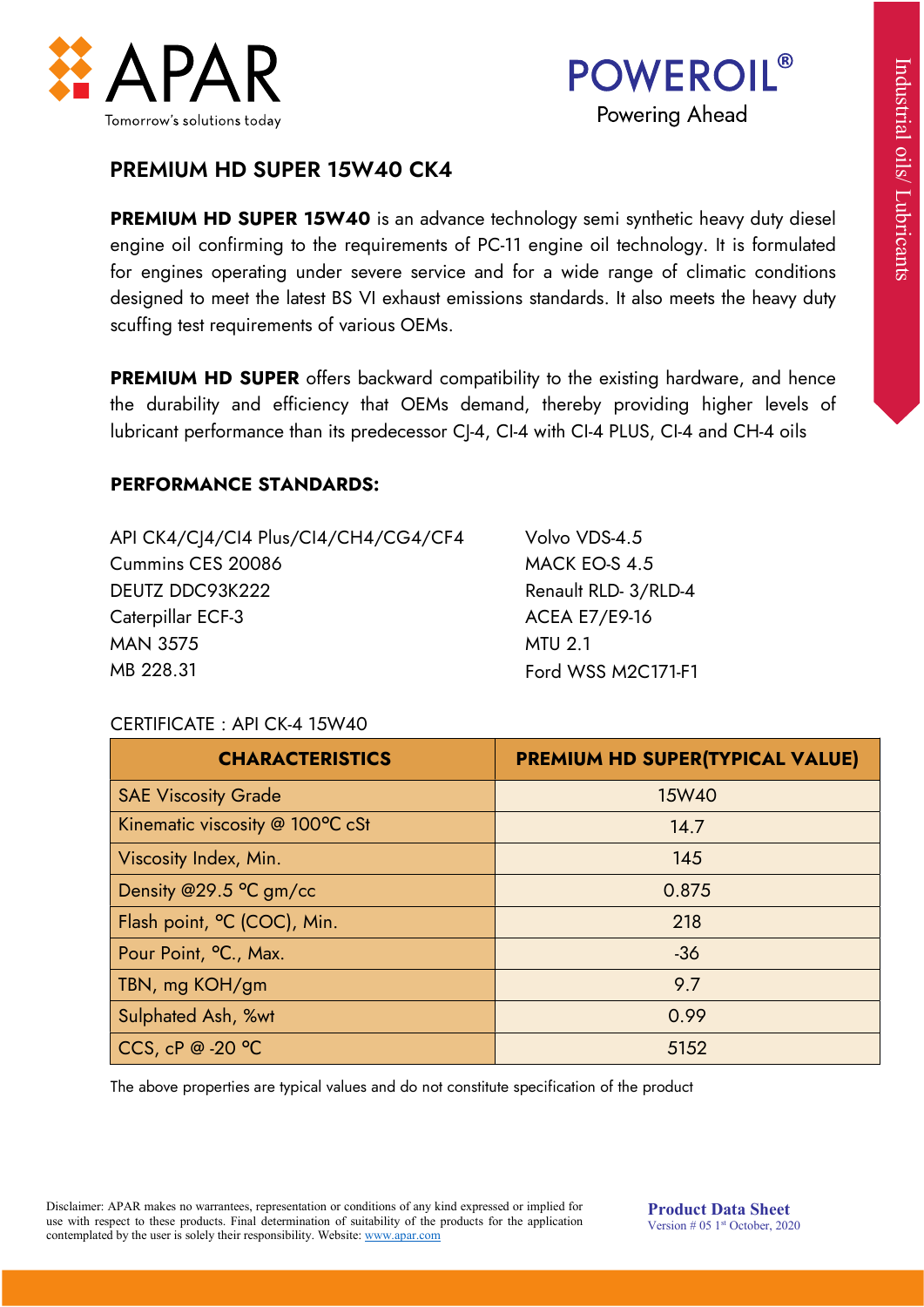APAR

Tomorrow's solutions today

POWEROIL®

Powering Ahead

Industrial oils/ Lubricants

# PREMIUM HD SUPER 15W40 CK4

**PREMIUM HD SUPER 15W40** is an advance technology semi synthetic heavy duty diesel engine oil confirming to the requirements of PC-11 engine oil technology. It is formulated for engines operating under severe service and for a wide range of climatic conditions designed to meet the latest BS VI exhaust emissions standards. It also meets the heavy duty scuffing test requirements of various OEMs.

**PREMIUM HD SUPER** offers backward compatibility to the existing hardware, and hence the durability and efficiency that OEMs demand, thereby providing higher levels of lubricant performance than its predecessor CJ-4, CI-4 with CI-4 PLUS, CI-4 and CH-4 oils

## PERFORMANCE STANDARDS:

API CK4/CJ4/CI4 Plus/CI4/CH4/CG4/CF4
Cummins CES 20086
DEUTZ DDC93K222
Caterpillar ECF-3
MAN 3575
MB 228.31
Volvo VDS-4.5
MACK EO-S 4.5
Renault RLD- 3/RLD-4
ACEA E7/E9-16
MTU 2.1
Ford WSS M2C171-F1

CERTIFICATE : API CK-4 15W40

| CHARACTERISTICS | PREMIUM HD SUPER(TYPICAL VALUE) |
|---|---|
| SAE Viscosity Grade | 15W40 |
| Kinematic viscosity @ 100°C cSt | 14.7 |
| Viscosity Index, Min. | 145 |
| Density @29.5 °C gm/cc | 0.875 |
| Flash point, °C (COC), Min. | 218 |
| Pour Point, °C., Max. | -36 |
| TBN, mg KOH/gm | 9.7 |
| Sulphated Ash, %wt | 0.99 |
| CCS, cP @ -20 °C | 5152 |

The above properties are typical values and do not constitute specification of the product

Disclaimer: APAR makes no warranties, representation or conditions of any kind expressed or implied for use with respect to these products. Final determination of suitability of the products for the application contemplated by the user is solely their responsibility. Website: www.apar.com

**Product Data Sheet**
Version # 05 1st October, 2020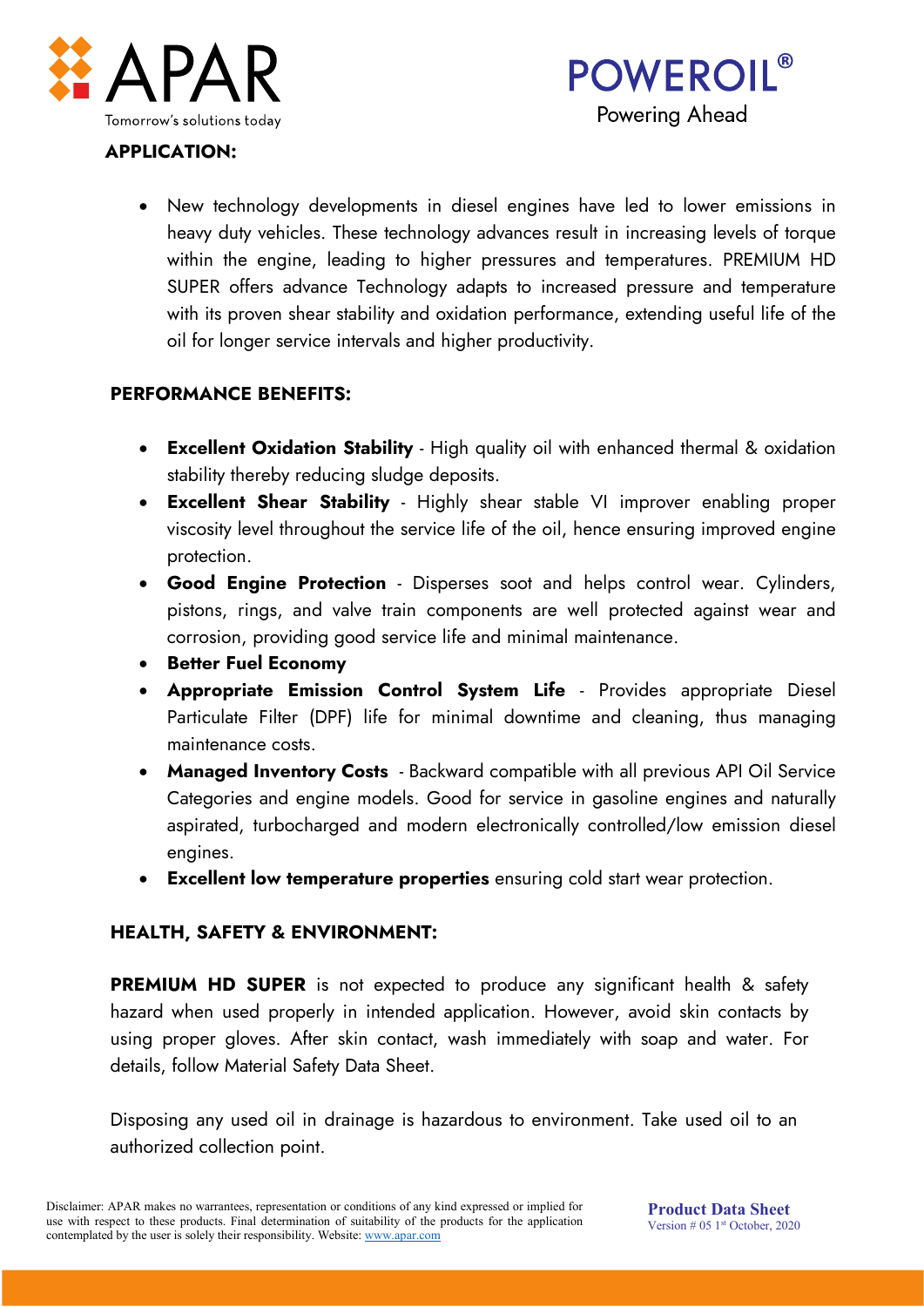## APPLICATION:

- New technology developments in diesel engines have led to lower emissions in heavy duty vehicles. These technology advances result in increasing levels of torque within the engine, leading to higher pressures and temperatures. PREMIUM HD SUPER offers advance Technology adapts to increased pressure and temperature with its proven shear stability and oxidation performance, extending useful life of the oil for longer service intervals and higher productivity.

## PERFORMANCE BENEFITS:

- **Excellent Oxidation Stability** - High quality oil with enhanced thermal & oxidation stability thereby reducing sludge deposits.
- **Excellent Shear Stability** - Highly shear stable VI improver enabling proper viscosity level throughout the service life of the oil, hence ensuring improved engine protection.
- **Good Engine Protection** - Disperses soot and helps control wear. Cylinders, pistons, rings, and valve train components are well protected against wear and corrosion, providing good service life and minimal maintenance.
- **Better Fuel Economy**
- **Appropriate Emission Control System Life** - Provides appropriate Diesel Particulate Filter (DPF) life for minimal downtime and cleaning, thus managing maintenance costs.
- **Managed Inventory Costs** - Backward compatible with all previous API Oil Service Categories and engine models. Good for service in gasoline engines and naturally aspirated, turbocharged and modern electronically controlled/low emission diesel engines.
- **Excellent low temperature properties** ensuring cold start wear protection.

## HEALTH, SAFETY & ENVIRONMENT:

**PREMIUM HD SUPER** is not expected to produce any significant health & safety hazard when used properly in intended application. However, avoid skin contacts by using proper gloves. After skin contact, wash immediately with soap and water. For details, follow Material Safety Data Sheet.

Disposing any used oil in drainage is hazardous to environment. Take used oil to an authorized collection point.

Disclaimer: APAR makes no warrantees, representation or conditions of any kind expressed or implied for use with respect to these products. Final determination of suitability of the products for the application contemplated by the user is solely their responsibility. Website: www.apar.com

**Product Data Sheet**
Version # 05 1st October, 2020